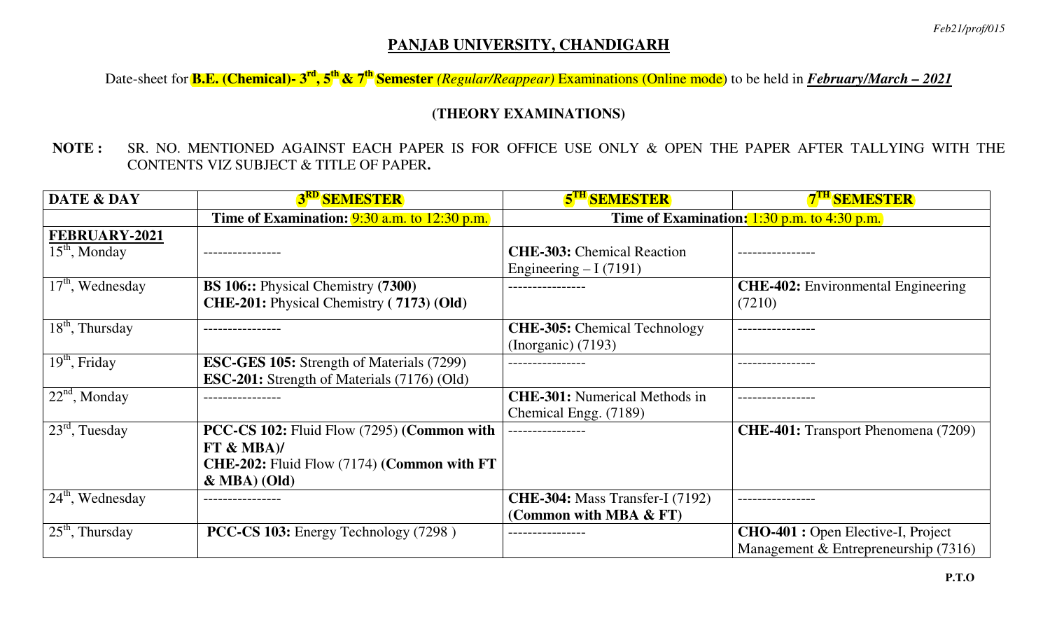## PANJAB UNIVERSITY, CHANDIGARH

Date-sheet for **B.E. (Chemical)- 3rd, 5th & 7th Semester** *(Regular/Reappear)* Examinations (Online mode) to be held in ***February/March – 2021***

### (THEORY EXAMINATIONS)

**NOTE :** SR. NO. MENTIONED AGAINST EACH PAPER IS FOR OFFICE USE ONLY & OPEN THE PAPER AFTER TALLYING WITH THE CONTENTS VIZ SUBJECT & TITLE OF PAPER**.**

| DATE & DAY | 3RD SEMESTER | 5TH SEMESTER | 7TH SEMESTER |
|---|---|---|---|
| | **Time of Examination:** 9:30 a.m. to 12:30 p.m. | **Time of Examination:** 1:30 p.m. to 4:30 p.m. | |
| **FEBRUARY-2021**<br>15th, Monday | ---------------- | **CHE-303:** Chemical Reaction Engineering – I (7191) | ---------------- |
| 17th, Wednesday | **BS 106::** Physical Chemistry **(7300)**<br>**CHE-201:** Physical Chemistry **( 7173) (Old)** | ---------------- | **CHE-402:** Environmental Engineering (7210) |
| 18th, Thursday | ---------------- | **CHE-305:** Chemical Technology (Inorganic) (7193) | ---------------- |
| 19th, Friday | **ESC-GES 105:** Strength of Materials (7299)<br>**ESC-201:** Strength of Materials (7176) (Old) | ---------------- | ---------------- |
| 22nd, Monday | ---------------- | **CHE-301:** Numerical Methods in Chemical Engg. (7189) | ---------------- |
| 23rd, Tuesday | **PCC-CS 102:** Fluid Flow (7295) **(Common with FT & MBA)/**<br>**CHE-202:** Fluid Flow (7174) **(Common with FT & MBA) (Old)** | ---------------- | **CHE-401:** Transport Phenomena (7209) |
| 24th, Wednesday | ---------------- | **CHE-304:** Mass Transfer-I (7192) **(Common with MBA & FT)** | ---------------- |
| 25th, Thursday | **PCC-CS 103:** Energy Technology (7298 ) | ---------------- | **CHO-401 :** Open Elective-I, Project Management & Entrepreneurship (7316) |

**P.T.O**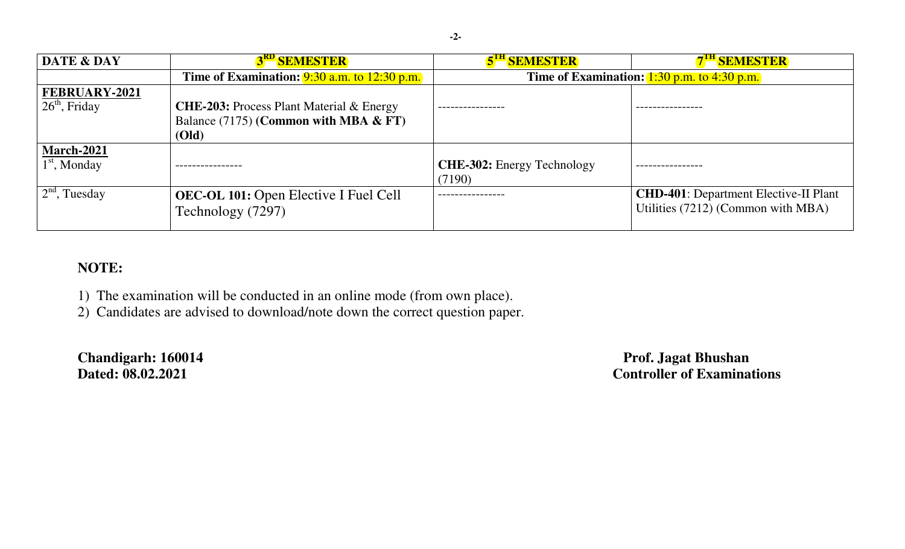| DATE & DAY | 3RD SEMESTER | 5TH SEMESTER | 7TH SEMESTER |
|---|---|---|---|
| | **Time of Examination:** 9:30 a.m. to 12:30 p.m. | **Time of Examination:** 1:30 p.m. to 4:30 p.m. | |
| **FEBRUARY-2021** 26th, Friday | **CHE-203:** Process Plant Material & Energy Balance (7175) **(Common with MBA & FT) (Old)** | ---------------- | ---------------- |
| **March-2021** 1st, Monday | ---------------- | **CHE-302:** Energy Technology (7190) | ---------------- |
| 2nd, Tuesday | **OEC-OL 101:** Open Elective I Fuel Cell Technology (7297) | ---------------- | **CHD-401**: Department Elective-II Plant Utilities (7212) (Common with MBA) |

**NOTE:**

1) The examination will be conducted in an online mode (from own place).
2) Candidates are advised to download/note down the correct question paper.

**Chandigarh: 160014**
**Dated: 08.02.2021**

**Prof. Jagat Bhushan**
**Controller of Examinations**